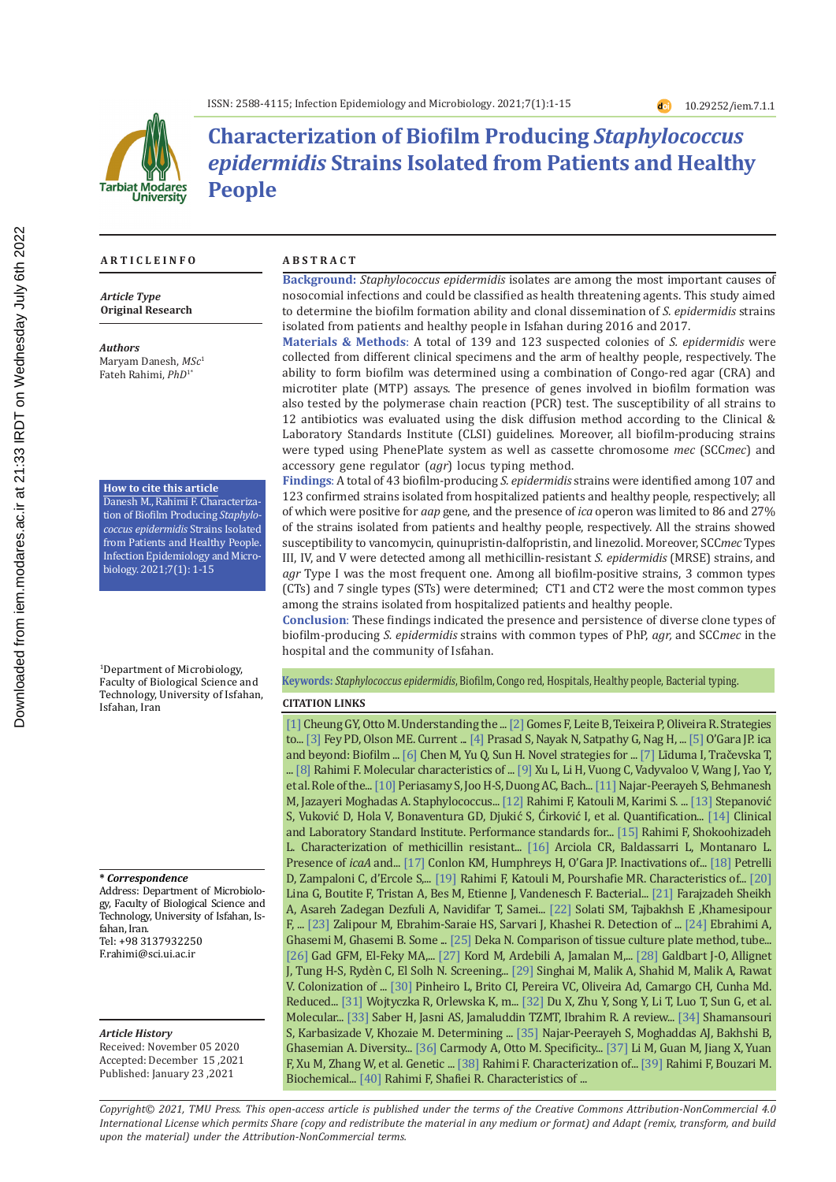# Characterization of Biofilm Producing *Staphylococcus epidermidis* Strains Isolated from Patients and Healthy People

## ARTICLE INFO

***Article Type***
**Original Research**

***Authors***
Maryam Danesh, *MSc*[1]
Fateh Rahimi, *PhD*[1*]

**How to cite this article**
Danesh M., Rahimi F. Characterization of Biofilm Producing *Staphylococcus epidermidis* Strains Isolated from Patients and Healthy People. Infection Epidemiology and Microbiology. 2021;7(1): 1-15

[1]Department of Microbiology, Faculty of Biological Science and Technology, University of Isfahan, Isfahan, Iran

***\* Correspondence***
Address: Department of Microbiology, Faculty of Biological Science and Technology, University of Isfahan, Isfahan, Iran.
Tel: +98 3137932250
F.rahimi@sci.ui.ac.ir

***Article History***
Received: November 05 2020
Accepted: December 15 ,2021
Published: January 23 ,2021

## ABSTRACT

**Background:** *Staphylococcus epidermidis* isolates are among the most important causes of nosocomial infections and could be classified as health threatening agents. This study aimed to determine the biofilm formation ability and clonal dissemination of *S. epidermidis* strains isolated from patients and healthy people in Isfahan during 2016 and 2017.

**Materials & Methods**: A total of 139 and 123 suspected colonies of *S. epidermidis* were collected from different clinical specimens and the arm of healthy people, respectively. The ability to form biofilm was determined using a combination of Congo-red agar (CRA) and microtiter plate (MTP) assays. The presence of genes involved in biofilm formation was also tested by the polymerase chain reaction (PCR) test. The susceptibility of all strains to 12 antibiotics was evaluated using the disk diffusion method according to the Clinical & Laboratory Standards Institute (CLSI) guidelines. Moreover, all biofilm-producing strains were typed using PhenePlate system as well as cassette chromosome *mec* (SCC*mec*) and accessory gene regulator (*agr*) locus typing method.

**Findings**: A total of 43 biofilm-producing *S. epidermidis* strains were identified among 107 and 123 confirmed strains isolated from hospitalized patients and healthy people, respectively; all of which were positive for *aap* gene, and the presence of *ica* operon was limited to 86 and 27% of the strains isolated from patients and healthy people, respectively. All the strains showed susceptibility to vancomycin, quinupristin-dalfopristin, and linezolid. Moreover, SCC*mec* Types III, IV, and V were detected among all methicillin-resistant *S. epidermidis* (MRSE) strains, and *agr* Type I was the most frequent one. Among all biofilm-positive strains, 3 common types (CTs) and 7 single types (STs) were determined; CT1 and CT2 were the most common types among the strains isolated from hospitalized patients and healthy people.

**Conclusion**: These findings indicated the presence and persistence of diverse clone types of biofilm-producing *S. epidermidis* strains with common types of PhP, *agr,* and SCC*mec* in the hospital and the community of Isfahan.

**Keywords:** *Staphylococcus epidermidis*, Biofilm, Congo red, Hospitals, Healthy people, Bacterial typing.

## CITATION LINKS

[1] Cheung GY, Otto M. Understanding the ... [2] Gomes F, Leite B, Teixeira P, Oliveira R. Strategies to... [3] Fey PD, Olson ME. Current ... [4] Prasad S, Nayak N, Satpathy G, Nag H, ... [5] O'Gara JP. ica and beyond: Biofilm ... [6] Chen M, Yu Q, Sun H. Novel strategies for ... [7] Liduma I, Tračevska T, ... [8] Rahimi F. Molecular characteristics of ... [9] Xu L, Li H, Vuong C, Vadyvaloo V, Wang J, Yao Y, et al. Role of the... [10] Periasamy S, Joo H-S, Duong AC, Bach... [11] Najar-Peerayeh S, Behmanesh M, Jazayeri Moghadas A. Staphylococcus... [12] Rahimi F, Katouli M, Karimi S. ... [13] Stepanović S, Vuković D, Hola V, Bonaventura GD, Djukić S, Ćirković I, et al. Quantification... [14] Clinical and Laboratory Standard Institute. Performance standards for... [15] Rahimi F, Shokoohizadeh L. Characterization of methicillin resistant... [16] Arciola CR, Baldassarri L, Montanaro L. Presence of *icaA* and... [17] Conlon KM, Humphreys H, O'Gara JP. Inactivations of... [18] Petrelli D, Zampaloni C, d'Ercole S,... [19] Rahimi F, Katouli M, Pourshafie MR. Characteristics of... [20] Lina G, Boutite F, Tristan A, Bes M, Etienne J, Vandenesch F. Bacterial... [21] Farajzadeh Sheikh A, Asareh Zadegan Dezfuli A, Navidifar T, Samei... [22] Solati SM, Tajbakhsh E ,Khamesipour F, ... [23] Zalipour M, Ebrahim-Saraie HS, Sarvari J, Khashei R. Detection of ... [24] Ebrahimi A, Ghasemi M, Ghasemi B. Some ... [25] Deka N. Comparison of tissue culture plate method, tube... [26] Gad GFM, El-Feky MA,... [27] Kord M, Ardebili A, Jamalan M,... [28] Galdbart J-O, Allignet J, Tung H-S, Rydèn C, El Solh N. Screening... [29] Singhai M, Malik A, Shahid M, Malik A, Rawat V. Colonization of ... [30] Pinheiro L, Brito CI, Pereira VC, Oliveira Ad, Camargo CH, Cunha Md. Reduced... [31] Wojtyczka R, Orlewska K, m... [32] Du X, Zhu Y, Song Y, Li T, Luo T, Sun G, et al. Molecular... [33] Saber H, Jasni AS, Jamaluddin TZMT, Ibrahim R. A review... [34] Shamansouri S, Karbasizade V, Khozaie M. Determining ... [35] Najar-Peerayeh S, Moghaddas AJ, Bakhshi B, Ghasemian A. Diversity... [36] Carmody A, Otto M. Specificity... [37] Li M, Guan M, Jiang X, Yuan F, Xu M, Zhang W, et al. Genetic ... [38] Rahimi F. Characterization of... [39] Rahimi F, Bouzari M. Biochemical... [40] Rahimi F, Shafiei R. Characteristics of ...

*Copyright© 2021, TMU Press. This open-access article is published under the terms of the Creative Commons Attribution-NonCommercial 4.0 International License which permits Share (copy and redistribute the material in any medium or format) and Adapt (remix, transform, and build upon the material) under the Attribution-NonCommercial terms.*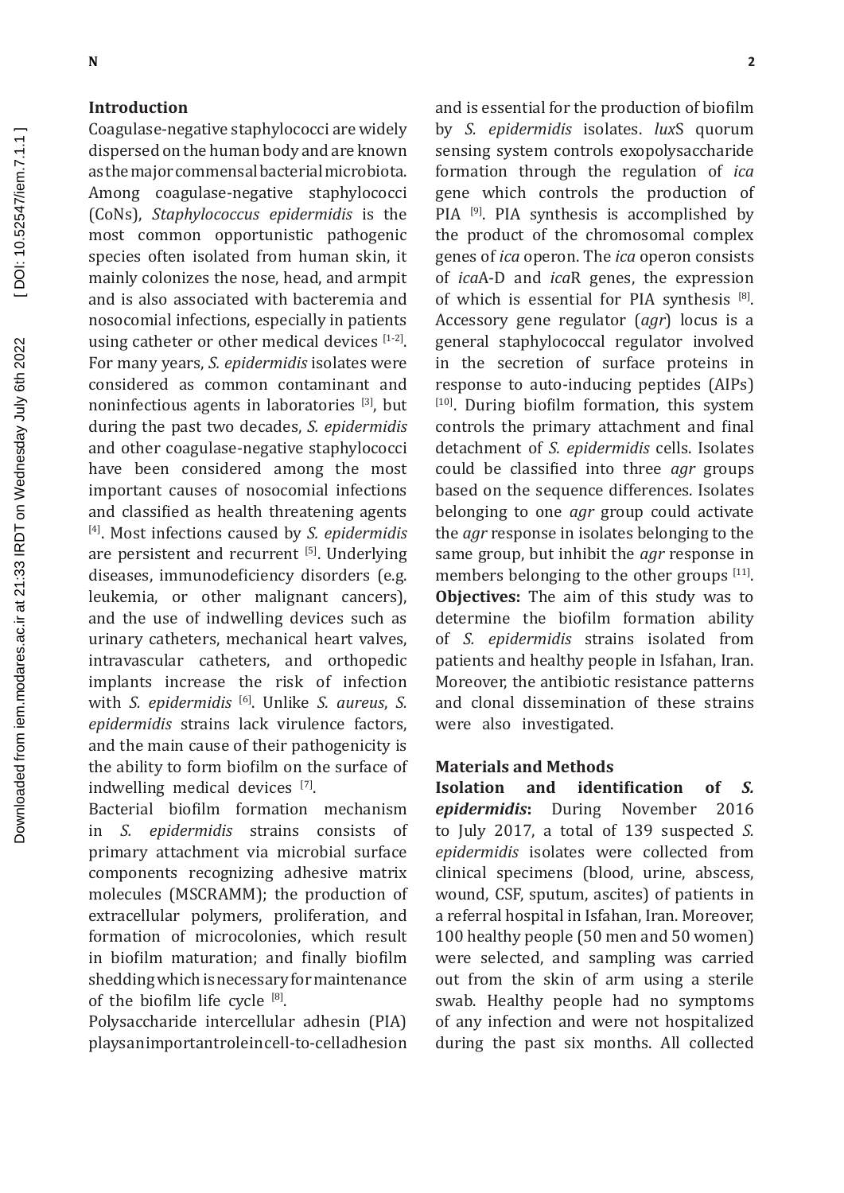## Introduction

Coagulase-negative staphylococci are widely dispersed on the human body and are known as the major commensal bacterial microbiota. Among coagulase-negative staphylococci (CoNs), *Staphylococcus epidermidis* is the most common opportunistic pathogenic species often isolated from human skin, it mainly colonizes the nose, head, and armpit and is also associated with bacteremia and nosocomial infections, especially in patients using catheter or other medical devices [1-2]. For many years, *S. epidermidis* isolates were considered as common contaminant and noninfectious agents in laboratories [3], but during the past two decades, *S. epidermidis* and other coagulase-negative staphylococci have been considered among the most important causes of nosocomial infections and classified as health threatening agents [4]. Most infections caused by *S. epidermidis* are persistent and recurrent [5]. Underlying diseases, immunodeficiency disorders (e.g. leukemia, or other malignant cancers), and the use of indwelling devices such as urinary catheters, mechanical heart valves, intravascular catheters, and orthopedic implants increase the risk of infection with *S. epidermidis* [6]. Unlike *S. aureus*, *S. epidermidis* strains lack virulence factors, and the main cause of their pathogenicity is the ability to form biofilm on the surface of indwelling medical devices [7].

Bacterial biofilm formation mechanism in *S. epidermidis* strains consists of primary attachment via microbial surface components recognizing adhesive matrix molecules (MSCRAMM); the production of extracellular polymers, proliferation, and formation of microcolonies, which result in biofilm maturation; and finally biofilm shedding which is necessary for maintenance of the biofilm life cycle [8].

Polysaccharide intercellular adhesin (PIA) plays an important role in cell-to-cell adhesion and is essential for the production of biofilm by *S. epidermidis* isolates. *lux*S quorum sensing system controls exopolysaccharide formation through the regulation of *ica* gene which controls the production of PIA [9]. PIA synthesis is accomplished by the product of the chromosomal complex genes of *ica* operon. The *ica* operon consists of *ica*A-D and *ica*R genes, the expression of which is essential for PIA synthesis [8]. Accessory gene regulator (*agr*) locus is a general staphylococcal regulator involved in the secretion of surface proteins in response to auto-inducing peptides (AIPs) [10]. During biofilm formation, this system controls the primary attachment and final detachment of *S. epidermidis* cells. Isolates could be classified into three *agr* groups based on the sequence differences. Isolates belonging to one *agr* group could activate the *agr* response in isolates belonging to the same group, but inhibit the *agr* response in members belonging to the other groups [11].

**Objectives:** The aim of this study was to determine the biofilm formation ability of *S. epidermidis* strains isolated from patients and healthy people in Isfahan, Iran. Moreover, the antibiotic resistance patterns and clonal dissemination of these strains were also investigated.

## Materials and Methods

**Isolation and identification of *S. epidermidis*:** During November 2016 to July 2017, a total of 139 suspected *S. epidermidis* isolates were collected from clinical specimens (blood, urine, abscess, wound, CSF, sputum, ascites) of patients in a referral hospital in Isfahan, Iran. Moreover, 100 healthy people (50 men and 50 women) were selected, and sampling was carried out from the skin of arm using a sterile swab. Healthy people had no symptoms of any infection and were not hospitalized during the past six months. All collected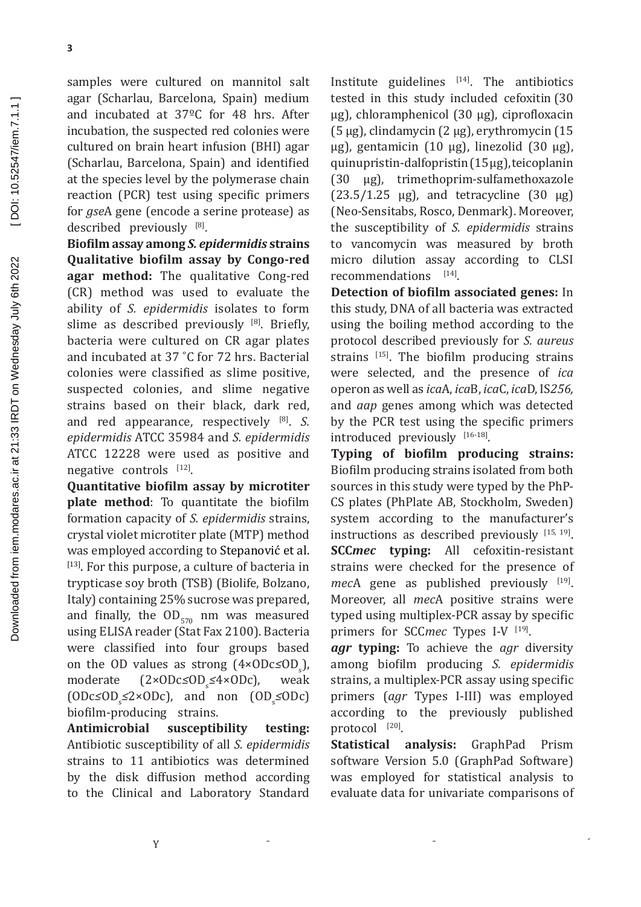samples were cultured on mannitol salt agar (Scharlau, Barcelona, Spain) medium and incubated at 37ºC for 48 hrs. After incubation, the suspected red colonies were cultured on brain heart infusion (BHI) agar (Scharlau, Barcelona, Spain) and identified at the species level by the polymerase chain reaction (PCR) test using specific primers for *gse*A gene (encode a serine protease) as described previously [8].

**Biofilm assay among *S. epidermidis* strains**

**Qualitative biofilm assay by Congo-red agar method:** The qualitative Cong-red (CR) method was used to evaluate the ability of *S. epidermidis* isolates to form slime as described previously [8]. Briefly, bacteria were cultured on CR agar plates and incubated at 37 ˚C for 72 hrs. Bacterial colonies were classified as slime positive, suspected colonies, and slime negative strains based on their black, dark red, and red appearance, respectively [8]. *S. epidermidis* ATCC 35984 and *S. epidermidis* ATCC 12228 were used as positive and negative controls [12].

**Quantitative biofilm assay by microtiter plate method**: To quantitate the biofilm formation capacity of *S. epidermidis* strains, crystal violet microtiter plate (MTP) method was employed according to Stepanović et al. [13]. For this purpose, a culture of bacteria in trypticase soy broth (TSB) (Biolife, Bolzano, Italy) containing 25% sucrose was prepared, and finally, the $OD_{570}$ nm was measured using ELISA reader (Stat Fax 2100). Bacteria were classified into four groups based on the OD values as strong ($4\times ODc \leq OD_s$), moderate ($2\times ODc \leq OD_s \leq 4\times ODc$), weak ($ODc \leq OD_s \leq 2\times ODc$), and non ($OD_s \leq ODc$) biofilm-producing strains.

**Antimicrobial susceptibility testing:** Antibiotic susceptibility of all *S. epidermidis* strains to 11 antibiotics was determined by the disk diffusion method according to the Clinical and Laboratory Standard Institute guidelines [14]. The antibiotics tested in this study included cefoxitin (30 μg), chloramphenicol (30 μg), ciprofloxacin (5 μg), clindamycin (2 μg), erythromycin (15 μg), gentamicin (10 μg), linezolid (30 μg), quinupristin-dalfopristin (15 μg), teicoplanin (30 μg), trimethoprim-sulfamethoxazole (23.5/1.25 μg), and tetracycline (30 μg) (Neo-Sensitabs, Rosco, Denmark). Moreover, the susceptibility of *S. epidermidis* strains to vancomycin was measured by broth micro dilution assay according to CLSI recommendations [14].

**Detection of biofilm associated genes:** In this study, DNA of all bacteria was extracted using the boiling method according to the protocol described previously for *S. aureus* strains [15]. The biofilm producing strains were selected, and the presence of *ica* operon as well as *ica*A, *ica*B, *ica*C, *ica*D, IS*256,* and *aap* genes among which was detected by the PCR test using the specific primers introduced previously [16-18].

**Typing of biofilm producing strains:** Biofilm producing strains isolated from both sources in this study were typed by the PhP-CS plates (PhPlate AB, Stockholm, Sweden) system according to the manufacturer's instructions as described previously [15, 19].

**SCC*mec* typing:** All cefoxitin-resistant strains were checked for the presence of *mec*A gene as published previously [19]. Moreover, all *mec*A positive strains were typed using multiplex-PCR assay by specific primers for SCC*mec* Types I-V [19].

***agr* typing:** To achieve the *agr* diversity among biofilm producing *S. epidermidis* strains, a multiplex-PCR assay using specific primers (*agr* Types I-III) was employed according to the previously published protocol [20].

**Statistical analysis:** GraphPad Prism software Version 5.0 (GraphPad Software) was employed for statistical analysis to evaluate data for univariate comparisons of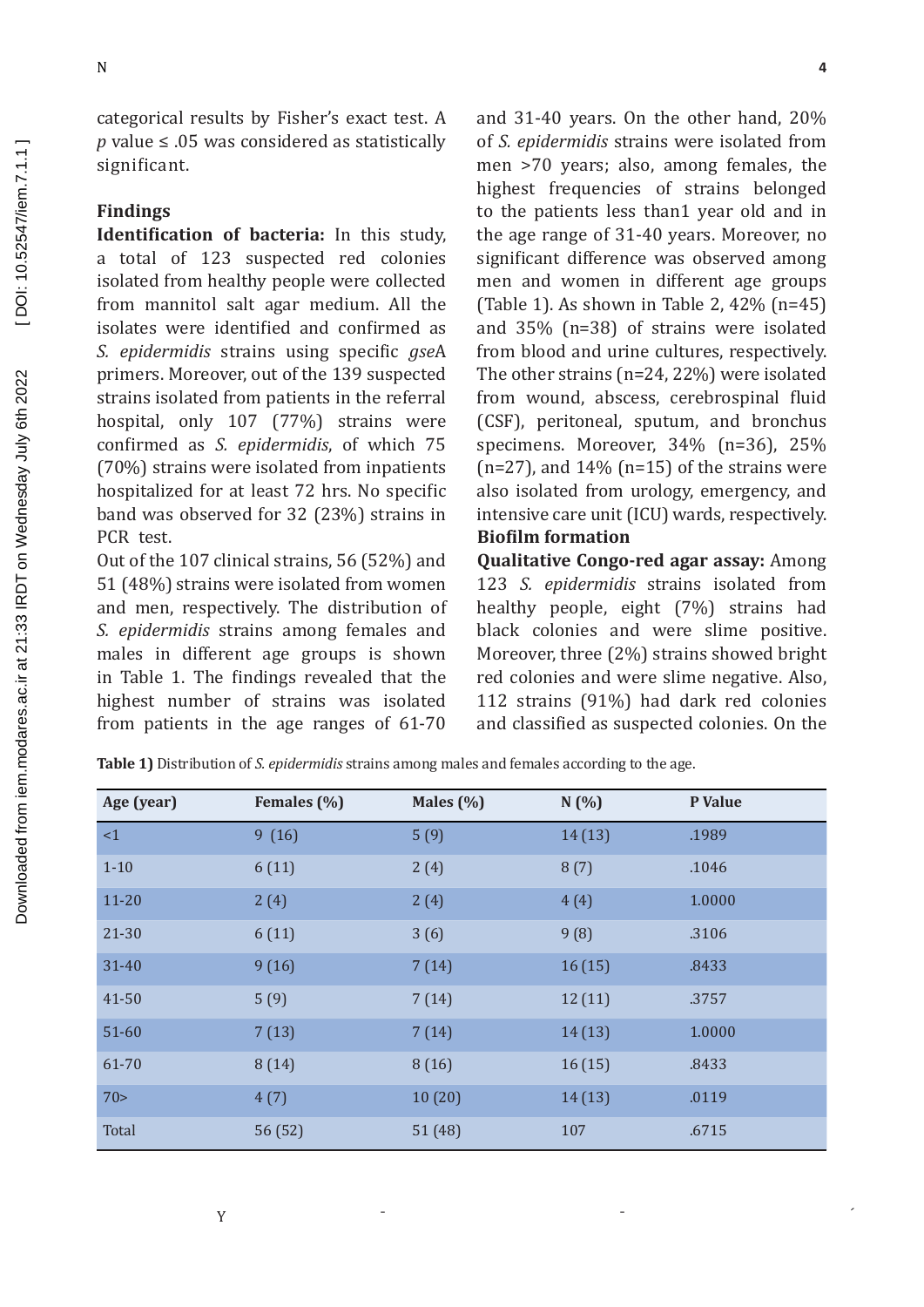categorical results by Fisher's exact test. A *p* value ≤ .05 was considered as statistically significant.

## Findings

**Identification of bacteria:** In this study, a total of 123 suspected red colonies isolated from healthy people were collected from mannitol salt agar medium. All the isolates were identified and confirmed as *S. epidermidis* strains using specific *gse*A primers. Moreover, out of the 139 suspected strains isolated from patients in the referral hospital, only 107 (77%) strains were confirmed as *S. epidermidis*, of which 75 (70%) strains were isolated from inpatients hospitalized for at least 72 hrs. No specific band was observed for 32 (23%) strains in PCR test.

Out of the 107 clinical strains, 56 (52%) and 51 (48%) strains were isolated from women and men, respectively. The distribution of *S. epidermidis* strains among females and males in different age groups is shown in Table 1. The findings revealed that the highest number of strains was isolated from patients in the age ranges of 61-70 and 31-40 years. On the other hand, 20% of *S. epidermidis* strains were isolated from men >70 years; also, among females, the highest frequencies of strains belonged to the patients less than1 year old and in the age range of 31-40 years. Moreover, no significant difference was observed among men and women in different age groups (Table 1). As shown in Table 2, 42% (n=45) and 35% (n=38) of strains were isolated from blood and urine cultures, respectively. The other strains (n=24, 22%) were isolated from wound, abscess, cerebrospinal fluid (CSF), peritoneal, sputum, and bronchus specimens. Moreover, 34% (n=36), 25% (n=27), and 14% (n=15) of the strains were also isolated from urology, emergency, and intensive care unit (ICU) wards, respectively.

**Biofilm formation**

**Qualitative Congo-red agar assay:** Among 123 *S. epidermidis* strains isolated from healthy people, eight (7%) strains had black colonies and were slime positive. Moreover, three (2%) strains showed bright red colonies and were slime negative. Also, 112 strains (91%) had dark red colonies and classified as suspected colonies. On the

**Table 1)** Distribution of *S. epidermidis* strains among males and females according to the age.

| Age (year) | Females (%) | Males (%) | N (%) | P Value |
|---|---|---|---|---|
| <1 | 9 (16) | 5 (9) | 14 (13) | .1989 |
| 1-10 | 6 (11) | 2 (4) | 8 (7) | .1046 |
| 11-20 | 2 (4) | 2 (4) | 4 (4) | 1.0000 |
| 21-30 | 6 (11) | 3 (6) | 9 (8) | .3106 |
| 31-40 | 9 (16) | 7 (14) | 16 (15) | .8433 |
| 41-50 | 5 (9) | 7 (14) | 12 (11) | .3757 |
| 51-60 | 7 (13) | 7 (14) | 14 (13) | 1.0000 |
| 61-70 | 8 (14) | 8 (16) | 16 (15) | .8433 |
| 70> | 4 (7) | 10 (20) | 14 (13) | .0119 |
| Total | 56 (52) | 51 (48) | 107 | .6715 |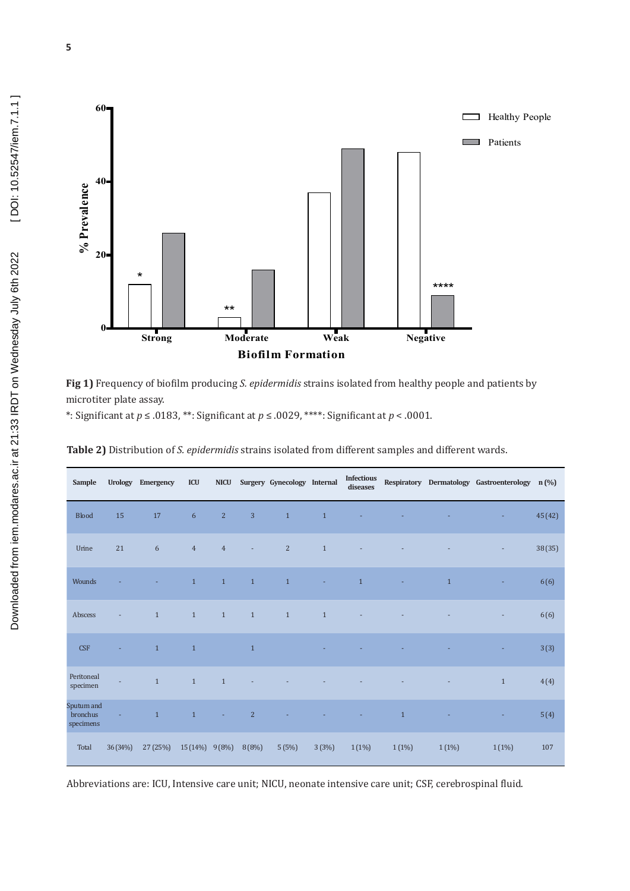**Fig 1)** Frequency of biofilm producing *S. epidermidis* strains isolated from healthy people and patients by microtiter plate assay.
*: Significant at $p \leq .0183$, **: Significant at $p \leq .0029$, ****: Significant at $p < .0001$.

**Table 2)** Distribution of *S. epidermidis* strains isolated from different samples and different wards.

| Sample | Urology | Emergency | ICU | NICU | Surgery | Gynecology | Internal | Infectious diseases | Respiratory | Dermatology | Gastroenterology | n (%) |
|---|---|---|---|---|---|---|---|---|---|---|---|---|
| Blood | 15 | 17 | 6 | 2 | 3 | 1 | 1 | - | - | - | - | 45 (42) |
| Urine | 21 | 6 | 4 | 4 | - | 2 | 1 | - | - | - | - | 38 (35) |
| Wounds | - | - | 1 | 1 | 1 | 1 | - | 1 | - | 1 | - | 6 (6) |
| Abscess | - | 1 | 1 | 1 | 1 | 1 | 1 | - | - | - | - | 6 (6) |
| CSF | - | 1 | 1 | | 1 | | - | - | - | - | - | 3 (3) |
| Peritoneal specimen | - | 1 | 1 | 1 | - | - | - | - | - | - | 1 | 4 (4) |
| Sputum and bronchus specimens | - | 1 | 1 | - | 2 | - | - | - | 1 | - | - | 5 (4) |
| Total | 36 (34%) | 27 (25%) | 15 (14%) | 9 (8%) | 8 (8%) | 5 (5%) | 3 (3%) | 1 (1%) | 1 (1%) | 1 (1%) | 1 (1%) | 107 |

Abbreviations are: ICU, Intensive care unit; NICU, neonate intensive care unit; CSF, cerebrospinal fluid.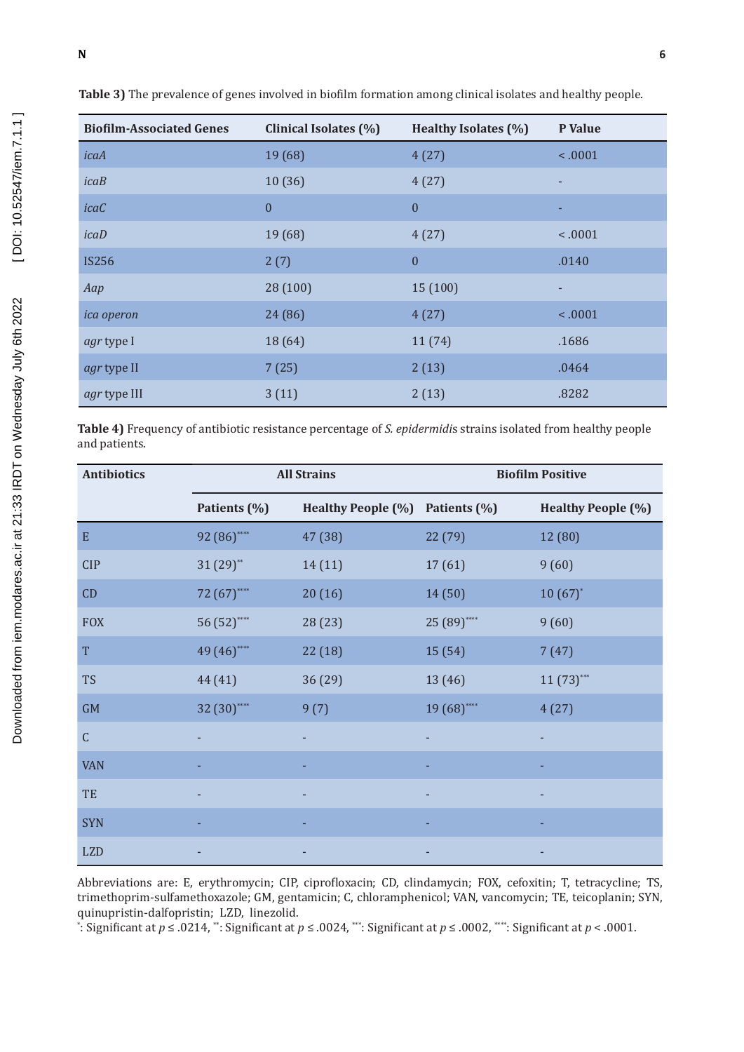**Table 3)** The prevalence of genes involved in biofilm formation among clinical isolates and healthy people.

| Biofilm-Associated Genes | Clinical Isolates (%) | Healthy Isolates (%) | P Value |
|---|---|---|---|
| *icaA* | 19 (68) | 4 (27) | < .0001 |
| *icaB* | 10 (36) | 4 (27) | - |
| *icaC* | 0 | 0 | - |
| *icaD* | 19 (68) | 4 (27) | < .0001 |
| IS256 | 2 (7) | 0 | .0140 |
| *Aap* | 28 (100) | 15 (100) | - |
| *ica operon* | 24 (86) | 4 (27) | < .0001 |
| *agr* type I | 18 (64) | 11 (74) | .1686 |
| *agr* type II | 7 (25) | 2 (13) | .0464 |
| *agr* type III | 3 (11) | 2 (13) | .8282 |

**Table 4)** Frequency of antibiotic resistance percentage of *S. epidermidis* strains isolated from healthy people and patients.

| Antibiotics | All Strains | | Biofilm Positive | |
|---|---|---|---|---|
| | Patients (%) | Healthy People (%) | Patients (%) | Healthy People (%) |
| E | 92 (86)**** | 47 (38) | 22 (79) | 12 (80) |
| CIP | 31 (29)** | 14 (11) | 17 (61) | 9 (60) |
| CD | 72 (67)**** | 20 (16) | 14 (50) | 10 (67)* |
| FOX | 56 (52)**** | 28 (23) | 25 (89)**** | 9 (60) |
| T | 49 (46)**** | 22 (18) | 15 (54) | 7 (47) |
| TS | 44 (41) | 36 (29) | 13 (46) | 11 (73)*** |
| GM | 32 (30)**** | 9 (7) | 19 (68)**** | 4 (27) |
| C | - | - | - | - |
| VAN | - | - | - | - |
| TE | - | - | - | - |
| SYN | - | - | - | - |
| LZD | - | - | - | - |

Abbreviations are: E, erythromycin; CIP, ciprofloxacin; CD, clindamycin; FOX, cefoxitin; T, tetracycline; TS, trimethoprim-sulfamethoxazole; GM, gentamicin; C, chloramphenicol; VAN, vancomycin; TE, teicoplanin; SYN, quinupristin-dalfopristin; LZD, linezolid.

*: Significant at $p \leq .0214$, **: Significant at $p \leq .0024$, ***: Significant at $p \leq .0002$, ****: Significant at $p < .0001$.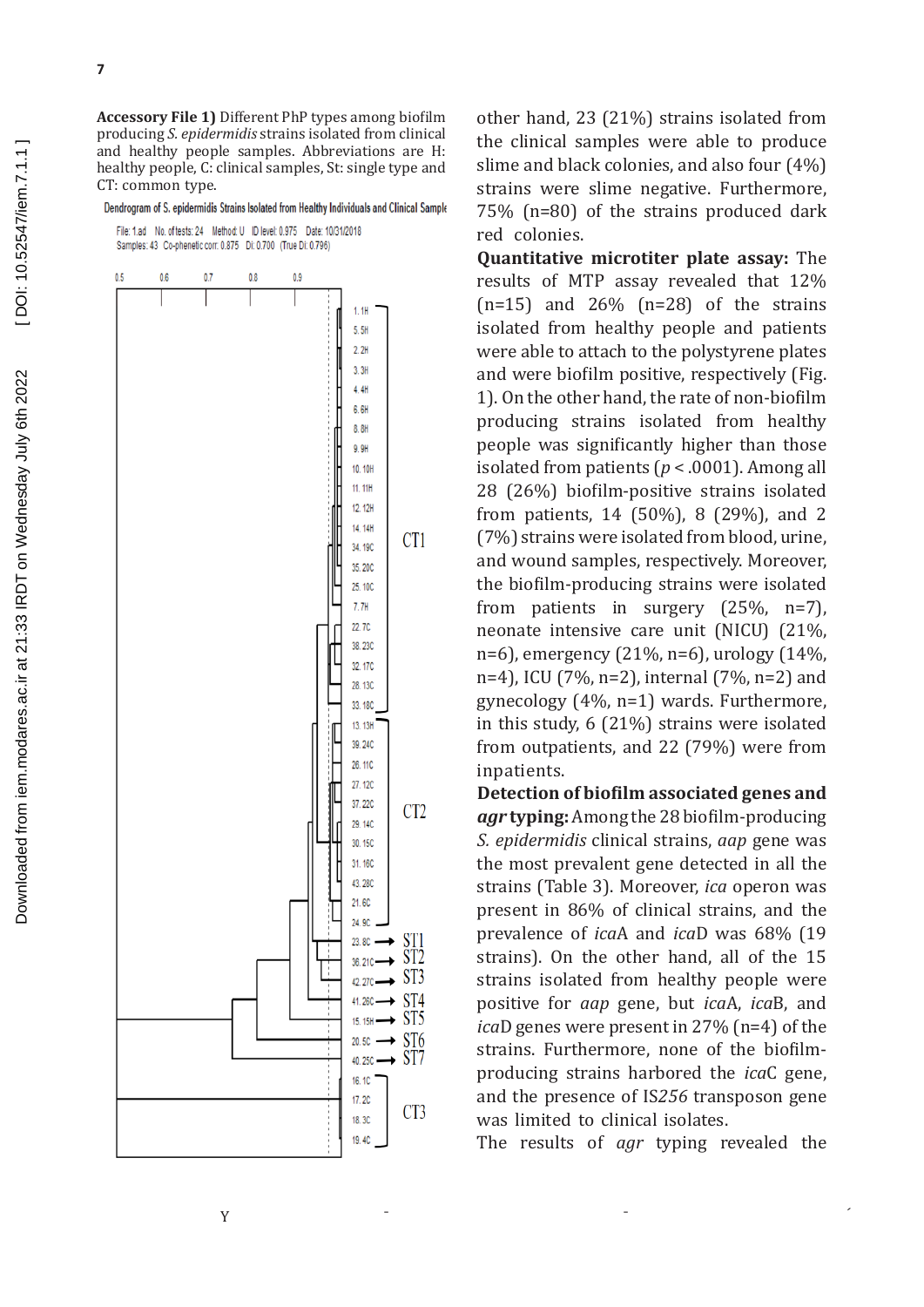**Accessory File 1)** Different PhP types among biofilm producing *S. epidermidis* strains isolated from clinical and healthy people samples. Abbreviations are H: healthy people, C: clinical samples, St: single type and CT: common type.

Dendrogram of S. epidermidis Strains Isolated from Healthy Individuals and Clinical Sample

File: 1.ad No. of tests: 24 Method: U ID level: 0.975 Date: 10/31/2018
Samples: 43 Co-phenetic corr: 0.875 Di: 0.700 (True Di: 0.796)

other hand, 23 (21%) strains isolated from the clinical samples were able to produce slime and black colonies, and also four (4%) strains were slime negative. Furthermore, 75% (n=80) of the strains produced dark red colonies.

**Quantitative microtiter plate assay:** The results of MTP assay revealed that 12% (n=15) and 26% (n=28) of the strains isolated from healthy people and patients were able to attach to the polystyrene plates and were biofilm positive, respectively (Fig. 1). On the other hand, the rate of non-biofilm producing strains isolated from healthy people was significantly higher than those isolated from patients ($p < .0001$). Among all 28 (26%) biofilm-positive strains isolated from patients, 14 (50%), 8 (29%), and 2 (7%) strains were isolated from blood, urine, and wound samples, respectively. Moreover, the biofilm-producing strains were isolated from patients in surgery (25%, n=7), neonate intensive care unit (NICU) (21%, n=6), emergency (21%, n=6), urology (14%, n=4), ICU (7%, n=2), internal (7%, n=2) and gynecology (4%, n=1) wards. Furthermore, in this study, 6 (21%) strains were isolated from outpatients, and 22 (79%) were from inpatients.

**Detection of biofilm associated genes and *agr* typing:** Among the 28 biofilm-producing *S. epidermidis* clinical strains, *aap* gene was the most prevalent gene detected in all the strains (Table 3). Moreover, *ica* operon was present in 86% of clinical strains, and the prevalence of *ica*A and *ica*D was 68% (19 strains). On the other hand, all of the 15 strains isolated from healthy people were positive for *aap* gene, but *ica*A, *ica*B, and *ica*D genes were present in 27% (n=4) of the strains. Furthermore, none of the biofilm-producing strains harbored the *ica*C gene, and the presence of IS*256* transposon gene was limited to clinical isolates.

The results of *agr* typing revealed the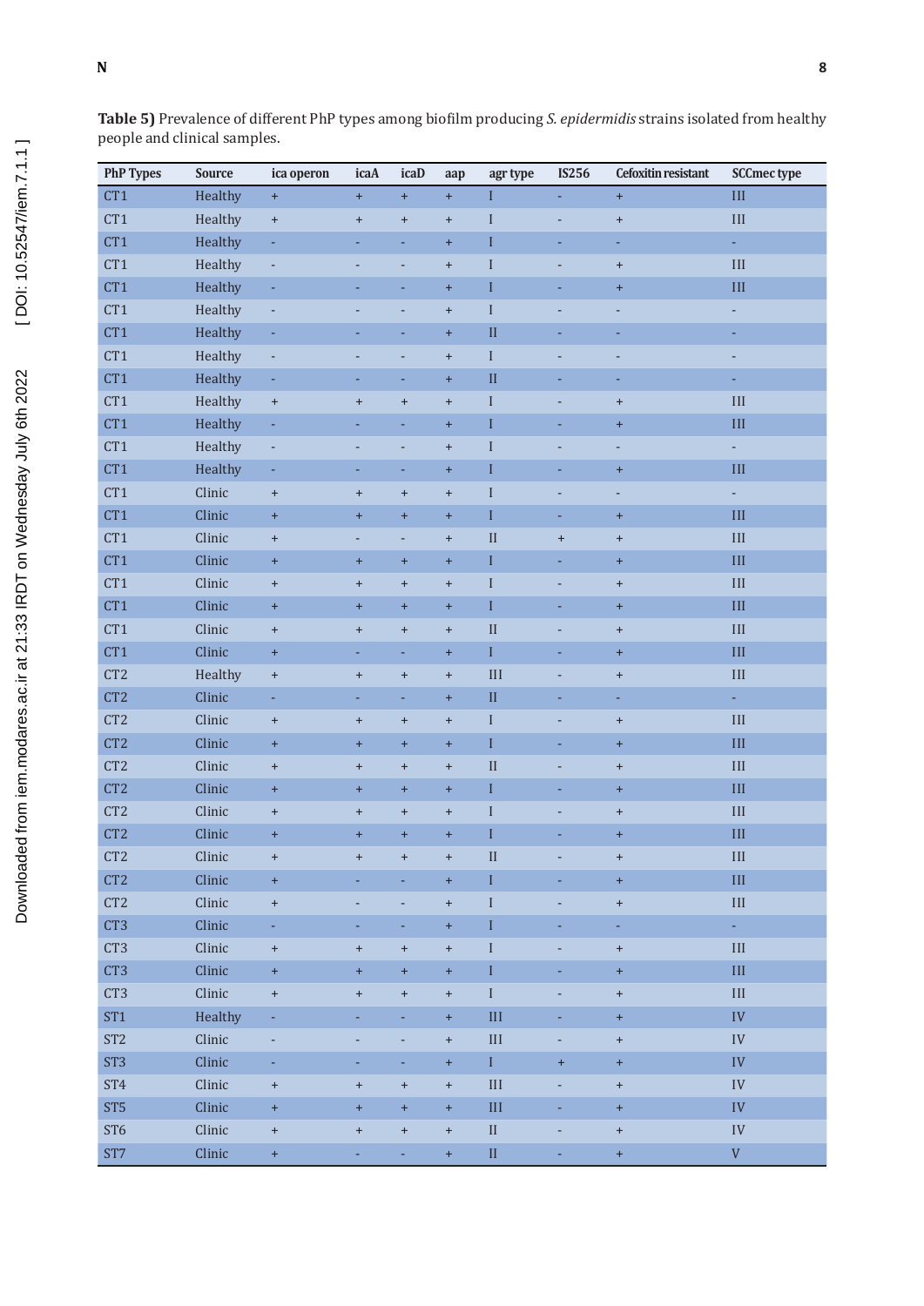**Table 5)** Prevalence of different PhP types among biofilm producing *S. epidermidis* strains isolated from healthy people and clinical samples.

| PhP Types | Source | ica operon | icaA | icaD | aap | agr type | IS256 | Cefoxitin resistant | SCCmec type |
|---|---|---|---|---|---|---|---|---|---|
| CT1 | Healthy | + | + | + | + | I | - | + | III |
| CT1 | Healthy | + | + | + | + | I | - | + | III |
| CT1 | Healthy | - | - | - | + | I | - | - | - |
| CT1 | Healthy | - | - | - | + | I | - | + | III |
| CT1 | Healthy | - | - | - | + | I | - | + | III |
| CT1 | Healthy | - | - | - | + | I | - | - | - |
| CT1 | Healthy | - | - | - | + | II | - | - | - |
| CT1 | Healthy | - | - | - | + | I | - | - | - |
| CT1 | Healthy | - | - | - | + | II | - | - | - |
| CT1 | Healthy | + | + | + | + | I | - | + | III |
| CT1 | Healthy | - | - | - | + | I | - | + | III |
| CT1 | Healthy | - | - | - | + | I | - | - | - |
| CT1 | Healthy | - | - | - | + | I | - | + | III |
| CT1 | Clinic | + | + | + | + | I | - | - | - |
| CT1 | Clinic | + | + | + | + | I | - | + | III |
| CT1 | Clinic | + | - | - | + | II | + | + | III |
| CT1 | Clinic | + | + | + | + | I | - | + | III |
| CT1 | Clinic | + | + | + | + | I | - | + | III |
| CT1 | Clinic | + | + | + | + | I | - | + | III |
| CT1 | Clinic | + | + | + | + | II | - | + | III |
| CT1 | Clinic | + | - | - | + | I | - | + | III |
| CT2 | Healthy | + | + | + | + | III | - | + | III |
| CT2 | Clinic | - | - | - | + | II | - | - | - |
| CT2 | Clinic | + | + | + | + | I | - | + | III |
| CT2 | Clinic | + | + | + | + | I | - | + | III |
| CT2 | Clinic | + | + | + | + | II | - | + | III |
| CT2 | Clinic | + | + | + | + | I | - | + | III |
| CT2 | Clinic | + | + | + | + | I | - | + | III |
| CT2 | Clinic | + | + | + | + | I | - | + | III |
| CT2 | Clinic | + | + | + | + | II | - | + | III |
| CT2 | Clinic | + | - | - | + | I | - | + | III |
| CT2 | Clinic | + | - | - | + | I | - | + | III |
| CT3 | Clinic | - | - | - | + | I | - | - | - |
| CT3 | Clinic | + | + | + | + | I | - | + | III |
| CT3 | Clinic | + | + | + | + | I | - | + | III |
| CT3 | Clinic | + | + | + | + | I | - | + | III |
| ST1 | Healthy | - | - | - | + | III | - | + | IV |
| ST2 | Clinic | - | - | - | + | III | - | + | IV |
| ST3 | Clinic | - | - | - | + | I | + | + | IV |
| ST4 | Clinic | + | + | + | + | III | - | + | IV |
| ST5 | Clinic | + | + | + | + | III | - | + | IV |
| ST6 | Clinic | + | + | + | + | II | - | + | IV |
| ST7 | Clinic | + | - | - | + | II | - | + | V |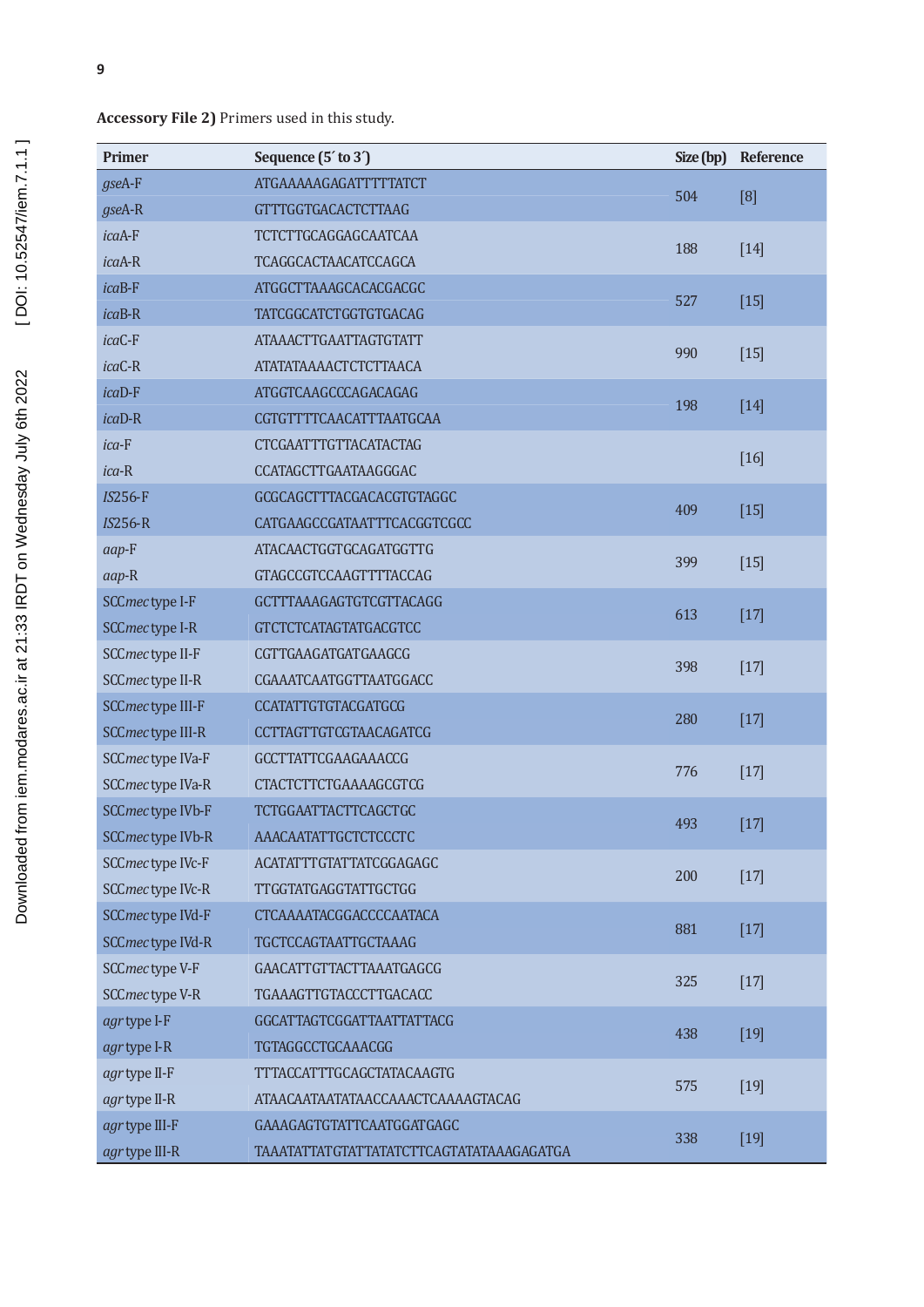**Accessory File 2)** Primers used in this study.

| Primer | Sequence (5´ to 3´) | Size (bp) | Reference |
|---|---|---|---|
| *gse*A-F | ATGAAAAAGAGATTTTTATCT | 504 | [8] |
| *gse*A-R | GTTTGGTGACACTCTTAAG | | |
| *ica*A-F | TCTCTTGCAGGAGCAATCAA | 188 | [14] |
| *ica*A-R | TCAGGCACTAACATCCAGCA | | |
| *ica*B-F | ATGGCTTAAAGCACACGACGC | 527 | [15] |
| *ica*B-R | TATCGGCATCTGGTGTGACAG | | |
| *ica*C-F | ATAAACTTGAATTAGTGTATT | 990 | [15] |
| *ica*C-R | ATATATAAAACTCTCTTAACA | | |
| *ica*D-F | ATGGTCAAGCCCAGACAGAG | 198 | [14] |
| *ica*D-R | CGTGTTTTCAACATTTAATGCAA | | |
| *ica*-F | CTCGAATTTGTTACATACTAG | | [16] |
| *ica*-R | CCATAGCTTGAATAAGGGAC | | |
| *IS*256-F | GCGCAGCTTTACGACACGTGTAGGC | 409 | [15] |
| *IS*256-R | CATGAAGCCGATAATTTCACGGTCGCC | | |
| *aap*-F | ATACAACTGGTGCAGATGGTTG | 399 | [15] |
| *aap*-R | GTAGCCGTCCAAGTTTTACCAG | | |
| SCC*mec* type I-F | GCTTTAAAGAGTGTCGTTACAGG | 613 | [17] |
| SCC*mec* type I-R | GTCTCTCATAGTATGACGTCC | | |
| SCC*mec* type II-F | CGTTGAAGATGATGAAGCG | 398 | [17] |
| SCC*mec* type II-R | CGAAATCAATGGTTAATGGACC | | |
| SCC*mec* type III-F | CCATATTGTGTACGATGCG | 280 | [17] |
| SCC*mec* type III-R | CCTTAGTTGTCGTAACAGATCG | | |
| SCC*mec* type IVa-F | GCCTTATTCGAAGAAACCG | 776 | [17] |
| SCC*mec* type IVa-R | CTACTCTTCTGAAAAGCGTCG | | |
| SCC*mec* type IVb-F | TCTGGAATTACTTCAGCTGC | 493 | [17] |
| SCC*mec* type IVb-R | AAACAATATTGCTCTCCCTC | | |
| SCC*mec* type IVc-F | ACATATTTGTATTATCGGAGAGC | 200 | [17] |
| SCC*mec* type IVc-R | TTGGTATGAGGTATTGCTGG | | |
| SCC*mec* type IVd-F | CTCAAAATACGGACCCCAATACA | 881 | [17] |
| SCC*mec* type IVd-R | TGCTCCAGTAATTGCTAAAG | | |
| SCC*mec* type V-F | GAACATTGTTACTTAAATGAGCG | 325 | [17] |
| SCC*mec* type V-R | TGAAAGTTGTACCCTTGACACC | | |
| *agr* type I-F | GGCATTAGTCGGATTAATTATTACG | 438 | [19] |
| *agr* type I-R | TGTAGGCCTGCAAACGG | | |
| *agr* type II-F | TTTACCATTTGCAGCTATACAAGTG | 575 | [19] |
| *agr* type II-R | ATAACAATAATATAACCAAACTCAAAAGTACAG | | |
| *agr* type III-F | GAAAGAGTGTATTCAATGGATGAGC | 338 | [19] |
| *agr* type III-R | TAAATATTATGTATTATATCTTCAGTATATAAAGAGATGA | | |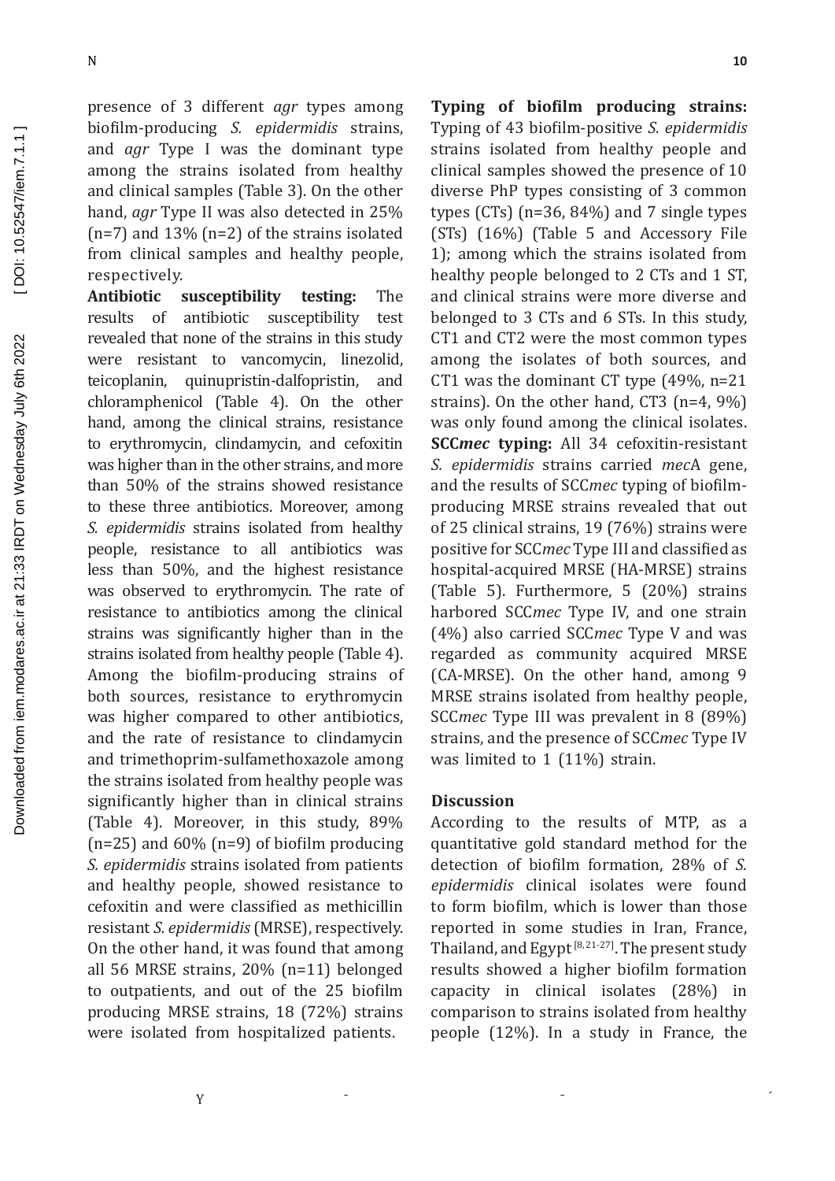presence of 3 different *agr* types among biofilm-producing *S. epidermidis* strains, and *agr* Type I was the dominant type among the strains isolated from healthy and clinical samples (Table 3). On the other hand, *agr* Type II was also detected in 25% (n=7) and 13% (n=2) of the strains isolated from clinical samples and healthy people, respectively.

**Antibiotic susceptibility testing:** The results of antibiotic susceptibility test revealed that none of the strains in this study were resistant to vancomycin, linezolid, teicoplanin, quinupristin-dalfopristin, and chloramphenicol (Table 4). On the other hand, among the clinical strains, resistance to erythromycin, clindamycin, and cefoxitin was higher than in the other strains, and more than 50% of the strains showed resistance to these three antibiotics. Moreover, among *S. epidermidis* strains isolated from healthy people, resistance to all antibiotics was less than 50%, and the highest resistance was observed to erythromycin. The rate of resistance to antibiotics among the clinical strains was significantly higher than in the strains isolated from healthy people (Table 4). Among the biofilm-producing strains of both sources, resistance to erythromycin was higher compared to other antibiotics, and the rate of resistance to clindamycin and trimethoprim-sulfamethoxazole among the strains isolated from healthy people was significantly higher than in clinical strains (Table 4). Moreover, in this study, 89% (n=25) and 60% (n=9) of biofilm producing *S. epidermidis* strains isolated from patients and healthy people, showed resistance to cefoxitin and were classified as methicillin resistant *S. epidermidis* (MRSE), respectively. On the other hand, it was found that among all 56 MRSE strains, 20% (n=11) belonged to outpatients, and out of the 25 biofilm producing MRSE strains, 18 (72%) strains were isolated from hospitalized patients.

**Typing of biofilm producing strains:** Typing of 43 biofilm-positive *S. epidermidis* strains isolated from healthy people and clinical samples showed the presence of 10 diverse PhP types consisting of 3 common types (CTs) (n=36, 84%) and 7 single types (STs) (16%) (Table 5 and Accessory File 1); among which the strains isolated from healthy people belonged to 2 CTs and 1 ST, and clinical strains were more diverse and belonged to 3 CTs and 6 STs. In this study, CT1 and CT2 were the most common types among the isolates of both sources, and CT1 was the dominant CT type (49%, n=21 strains). On the other hand, CT3 (n=4, 9%) was only found among the clinical isolates.

**SCC*mec* typing:** All 34 cefoxitin-resistant *S. epidermidis* strains carried *mec*A gene, and the results of SCC*mec* typing of biofilm-producing MRSE strains revealed that out of 25 clinical strains, 19 (76%) strains were positive for SCC*mec* Type III and classified as hospital-acquired MRSE (HA-MRSE) strains (Table 5). Furthermore, 5 (20%) strains harbored SCC*mec* Type IV, and one strain (4%) also carried SCC*mec* Type V and was regarded as community acquired MRSE (CA-MRSE). On the other hand, among 9 MRSE strains isolated from healthy people, SCC*mec* Type III was prevalent in 8 (89%) strains, and the presence of SCC*mec* Type IV was limited to 1 (11%) strain.

## Discussion

According to the results of MTP, as a quantitative gold standard method for the detection of biofilm formation, 28% of *S. epidermidis* clinical isolates were found to form biofilm, which is lower than those reported in some studies in Iran, France, Thailand, and Egypt [8, 21-27]. The present study results showed a higher biofilm formation capacity in clinical isolates (28%) in comparison to strains isolated from healthy people (12%). In a study in France, the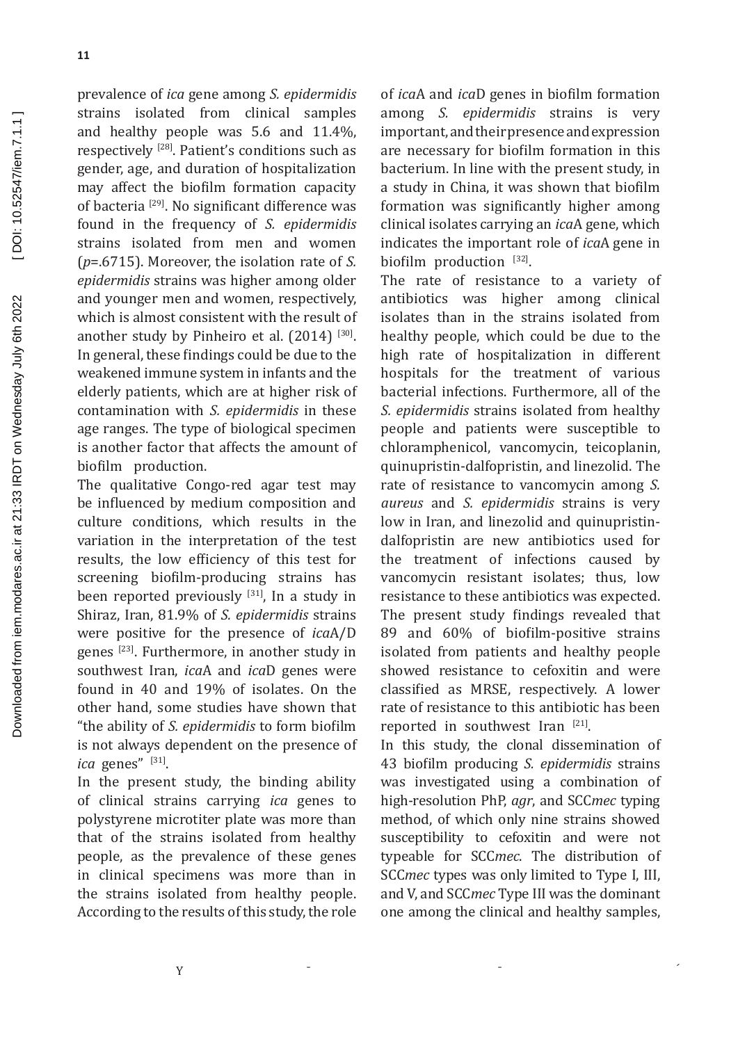prevalence of *ica* gene among *S. epidermidis* strains isolated from clinical samples and healthy people was 5.6 and 11.4%, respectively [28]. Patient's conditions such as gender, age, and duration of hospitalization may affect the biofilm formation capacity of bacteria [29]. No significant difference was found in the frequency of *S. epidermidis* strains isolated from men and women ($p$=.6715). Moreover, the isolation rate of *S. epidermidis* strains was higher among older and younger men and women, respectively, which is almost consistent with the result of another study by Pinheiro et al. (2014) [30]. In general, these findings could be due to the weakened immune system in infants and the elderly patients, which are at higher risk of contamination with *S. epidermidis* in these age ranges. The type of biological specimen is another factor that affects the amount of biofilm production.

The qualitative Congo-red agar test may be influenced by medium composition and culture conditions, which results in the variation in the interpretation of the test results, the low efficiency of this test for screening biofilm-producing strains has been reported previously [31], In a study in Shiraz, Iran, 81.9% of *S. epidermidis* strains were positive for the presence of *ica*A/D genes [23]. Furthermore, in another study in southwest Iran, *ica*A and *ica*D genes were found in 40 and 19% of isolates. On the other hand, some studies have shown that "the ability of *S. epidermidis* to form biofilm is not always dependent on the presence of *ica* genes" [31].

In the present study, the binding ability of clinical strains carrying *ica* genes to polystyrene microtiter plate was more than that of the strains isolated from healthy people, as the prevalence of these genes in clinical specimens was more than in the strains isolated from healthy people. According to the results of this study, the role of *ica*A and *ica*D genes in biofilm formation among *S. epidermidis* strains is very important, and their presence and expression are necessary for biofilm formation in this bacterium. In line with the present study, in a study in China, it was shown that biofilm formation was significantly higher among clinical isolates carrying an *ica*A gene, which indicates the important role of *ica*A gene in biofilm production [32].

The rate of resistance to a variety of antibiotics was higher among clinical isolates than in the strains isolated from healthy people, which could be due to the high rate of hospitalization in different hospitals for the treatment of various bacterial infections. Furthermore, all of the *S. epidermidis* strains isolated from healthy people and patients were susceptible to chloramphenicol, vancomycin, teicoplanin, quinupristin-dalfopristin, and linezolid. The rate of resistance to vancomycin among *S. aureus* and *S. epidermidis* strains is very low in Iran, and linezolid and quinupristin-dalfopristin are new antibiotics used for the treatment of infections caused by vancomycin resistant isolates; thus, low resistance to these antibiotics was expected. The present study findings revealed that 89 and 60% of biofilm-positive strains isolated from patients and healthy people showed resistance to cefoxitin and were classified as MRSE, respectively. A lower rate of resistance to this antibiotic has been reported in southwest Iran [21].

In this study, the clonal dissemination of 43 biofilm producing *S. epidermidis* strains was investigated using a combination of high-resolution PhP, *agr*, and SCC*mec* typing method, of which only nine strains showed susceptibility to cefoxitin and were not typeable for SCC*mec*. The distribution of SCC*mec* types was only limited to Type I, III, and V, and SCC*mec* Type III was the dominant one among the clinical and healthy samples,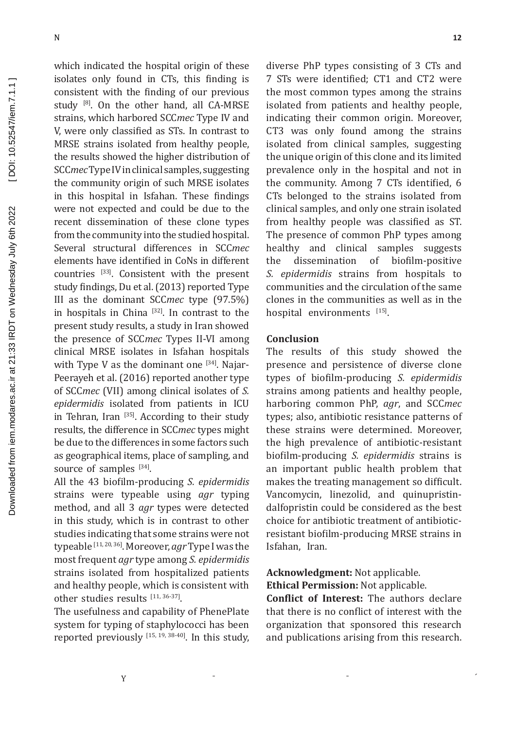which indicated the hospital origin of these isolates only found in CTs, this finding is consistent with the finding of our previous study [8]. On the other hand, all CA-MRSE strains, which harbored SCC*mec* Type IV and V, were only classified as STs. In contrast to MRSE strains isolated from healthy people, the results showed the higher distribution of SCC*mec* Type IV in clinical samples, suggesting the community origin of such MRSE isolates in this hospital in Isfahan. These findings were not expected and could be due to the recent dissemination of these clone types from the community into the studied hospital. Several structural differences in SCC*mec* elements have identified in CoNs in different countries [33]. Consistent with the present study findings, Du et al. (2013) reported Type III as the dominant SCC*mec* type (97.5%) in hospitals in China [32]. In contrast to the present study results, a study in Iran showed the presence of SCC*mec* Types II-VI among clinical MRSE isolates in Isfahan hospitals with Type V as the dominant one [34]. Najar-Peerayeh et al. (2016) reported another type of SCC*mec* (VII) among clinical isolates of *S. epidermidis* isolated from patients in ICU in Tehran, Iran [35]. According to their study results, the difference in SCC*mec* types might be due to the differences in some factors such as geographical items, place of sampling, and source of samples [34].

All the 43 biofilm-producing *S. epidermidis* strains were typeable using *agr* typing method, and all 3 *agr* types were detected in this study, which is in contrast to other studies indicating that some strains were not typeable [11, 20, 36]. Moreover, *agr* Type I was the most frequent *agr* type among *S. epidermidis* strains isolated from hospitalized patients and healthy people, which is consistent with other studies results [11, 36-37].

The usefulness and capability of PhenePlate system for typing of staphylococci has been reported previously [15, 19, 38-40]. In this study, diverse PhP types consisting of 3 CTs and 7 STs were identified; CT1 and CT2 were the most common types among the strains isolated from patients and healthy people, indicating their common origin. Moreover, CT3 was only found among the strains isolated from clinical samples, suggesting the unique origin of this clone and its limited prevalence only in the hospital and not in the community. Among 7 CTs identified, 6 CTs belonged to the strains isolated from clinical samples, and only one strain isolated from healthy people was classified as ST. The presence of common PhP types among healthy and clinical samples suggests the dissemination of biofilm-positive *S. epidermidis* strains from hospitals to communities and the circulation of the same clones in the communities as well as in the hospital environments [15].

## Conclusion

The results of this study showed the presence and persistence of diverse clone types of biofilm-producing *S. epidermidis* strains among patients and healthy people, harboring common PhP, *agr*, and SCC*mec* types; also, antibiotic resistance patterns of these strains were determined. Moreover, the high prevalence of antibiotic-resistant biofilm-producing *S. epidermidis* strains is an important public health problem that makes the treating management so difficult. Vancomycin, linezolid, and quinupristin-dalfopristin could be considered as the best choice for antibiotic treatment of antibiotic-resistant biofilm-producing MRSE strains in Isfahan, Iran.

**Acknowledgment:** Not applicable.

**Ethical Permission:** Not applicable.

**Conflict of Interest:** The authors declare that there is no conflict of interest with the organization that sponsored this research and publications arising from this research.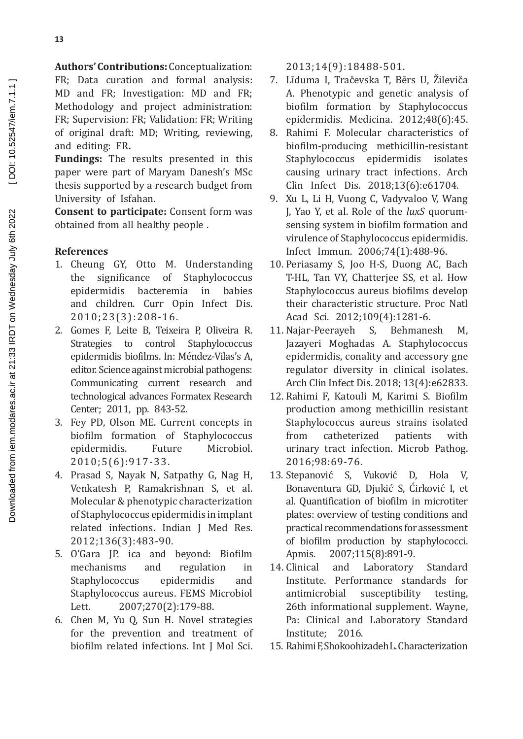**Authors' Contributions:** Conceptualization: FR; Data curation and formal analysis: MD and FR; Investigation: MD and FR; Methodology and project administration: FR; Supervision: FR; Validation: FR; Writing of original draft: MD; Writing, reviewing, and editing: FR**.**

**Fundings:** The results presented in this paper were part of Maryam Danesh's MSc thesis supported by a research budget from University of Isfahan.

**Consent to participate:** Consent form was obtained from all healthy people .

### References

1. Cheung GY, Otto M. Understanding the significance of Staphylococcus epidermidis bacteremia in babies and children. Curr Opin Infect Dis. 2010;23(3):208-16.
2. Gomes F, Leite B, Teixeira P, Oliveira R. Strategies to control Staphylococcus epidermidis biofilms. In: Méndez-Vilas's A, editor. Science against microbial pathogens: Communicating current research and technological advances Formatex Research Center; 2011, pp. 843-52.
3. Fey PD, Olson ME. Current concepts in biofilm formation of Staphylococcus epidermidis. Future Microbiol. 2010;5(6):917-33.
4. Prasad S, Nayak N, Satpathy G, Nag H, Venkatesh P, Ramakrishnan S, et al. Molecular & phenotypic characterization of Staphylococcus epidermidis in implant related infections. Indian J Med Res. 2012;136(3):483-90.
5. O'Gara JP. ica and beyond: Biofilm mechanisms and regulation in Staphylococcus epidermidis and Staphylococcus aureus. FEMS Microbiol Lett. 2007;270(2):179-88.
6. Chen M, Yu Q, Sun H. Novel strategies for the prevention and treatment of biofilm related infections. Int J Mol Sci. 2013;14(9):18488-501.
7. Līduma I, Tračevska T, Bērs U, Žileviča A. Phenotypic and genetic analysis of biofilm formation by Staphylococcus epidermidis. Medicina. 2012;48(6):45.
8. Rahimi F. Molecular characteristics of biofilm-producing methicillin-resistant Staphylococcus epidermidis isolates causing urinary tract infections. Arch Clin Infect Dis. 2018;13(6):e61704.
9. Xu L, Li H, Vuong C, Vadyvaloo V, Wang J, Yao Y, et al. Role of the *luxS* quorum-sensing system in biofilm formation and virulence of Staphylococcus epidermidis. Infect Immun. 2006;74(1):488-96.
10. Periasamy S, Joo H-S, Duong AC, Bach T-HL, Tan VY, Chatterjee SS, et al. How Staphylococcus aureus biofilms develop their characteristic structure. Proc Natl Acad Sci. 2012;109(4):1281-6.
11. Najar-Peerayeh S, Behmanesh M, Jazayeri Moghadas A. Staphylococcus epidermidis, conality and accessory gne regulator diversity in clinical isolates. Arch Clin Infect Dis. 2018; 13(4):e62833.
12. Rahimi F, Katouli M, Karimi S. Biofilm production among methicillin resistant Staphylococcus aureus strains isolated from catheterized patients with urinary tract infection. Microb Pathog. 2016;98:69-76.
13. Stepanović S, Vuković D, Hola V, Bonaventura GD, Djukić S, Ćirković I, et al. Quantification of biofilm in microtiter plates: overview of testing conditions and practical recommendations for assessment of biofilm production by staphylococci. Apmis. 2007;115(8):891-9.
14. Clinical and Laboratory Standard Institute. Performance standards for antimicrobial susceptibility testing, 26th informational supplement. Wayne, Pa: Clinical and Laboratory Standard Institute; 2016.
15. Rahimi F, Shokoohizadeh L. Characterization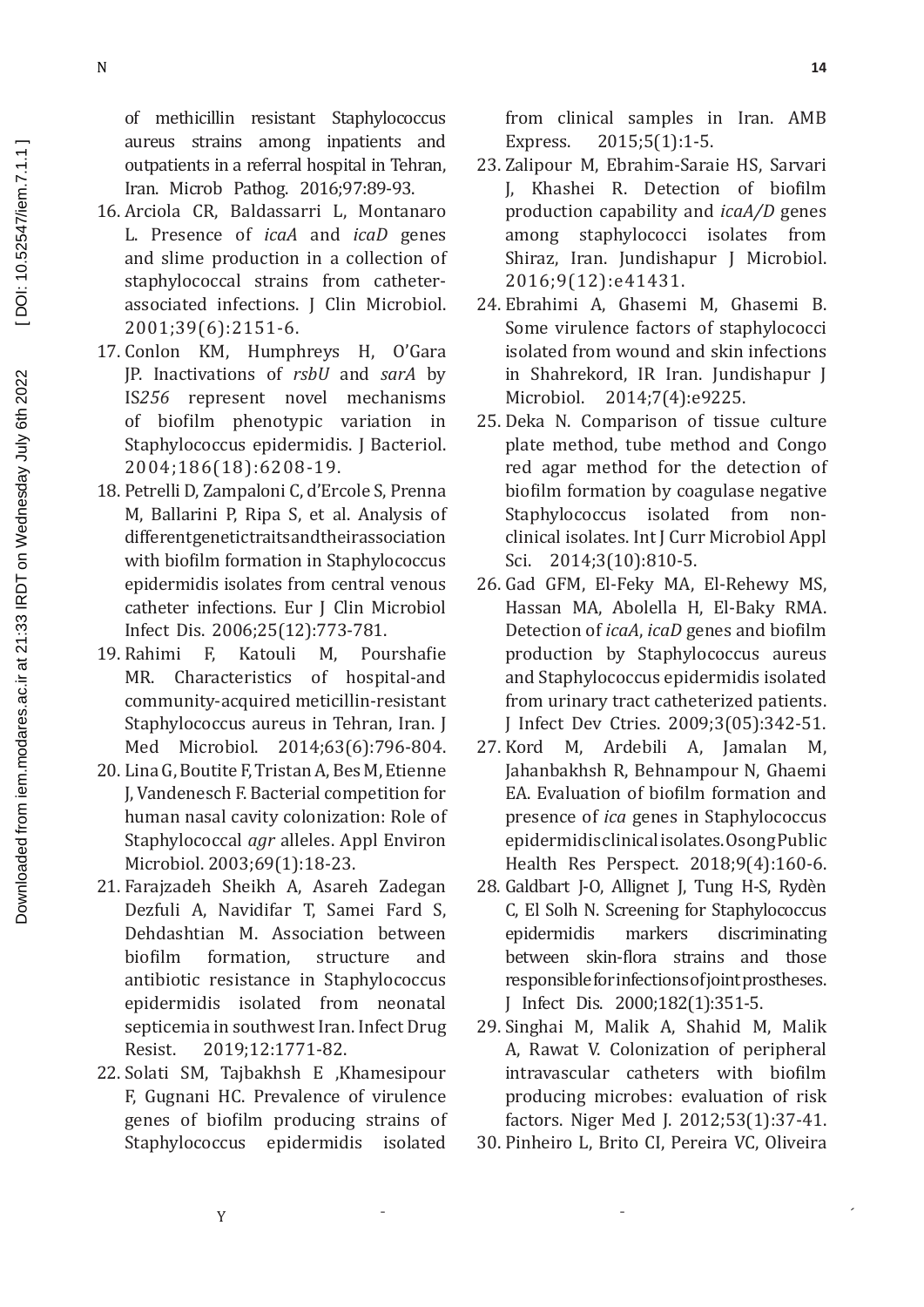of methicillin resistant Staphylococcus aureus strains among inpatients and outpatients in a referral hospital in Tehran, Iran. Microb Pathog. 2016;97:89-93.

16. Arciola CR, Baldassarri L, Montanaro L. Presence of *icaA* and *icaD* genes and slime production in a collection of staphylococcal strains from catheter-associated infections. J Clin Microbiol. 2001;39(6):2151-6.
17. Conlon KM, Humphreys H, O'Gara JP. Inactivations of *rsbU* and *sarA* by IS*256* represent novel mechanisms of biofilm phenotypic variation in Staphylococcus epidermidis. J Bacteriol. 2004;186(18):6208-19.
18. Petrelli D, Zampaloni C, d'Ercole S, Prenna M, Ballarini P, Ripa S, et al. Analysis of different genetic traits and their association with biofilm formation in Staphylococcus epidermidis isolates from central venous catheter infections. Eur J Clin Microbiol Infect Dis. 2006;25(12):773-781.
19. Rahimi F, Katouli M, Pourshafie MR. Characteristics of hospital-and community-acquired meticillin-resistant Staphylococcus aureus in Tehran, Iran. J Med Microbiol. 2014;63(6):796-804.
20. Lina G, Boutite F, Tristan A, Bes M, Etienne J, Vandenesch F. Bacterial competition for human nasal cavity colonization: Role of Staphylococcal *agr* alleles. Appl Environ Microbiol. 2003;69(1):18-23.
21. Farajzadeh Sheikh A, Asareh Zadegan Dezfuli A, Navidifar T, Samei Fard S, Dehdashtian M. Association between biofilm formation, structure and antibiotic resistance in Staphylococcus epidermidis isolated from neonatal septicemia in southwest Iran. Infect Drug Resist. 2019;12:1771-82.
22. Solati SM, Tajbakhsh E ,Khamesipour F, Gugnani HC. Prevalence of virulence genes of biofilm producing strains of Staphylococcus epidermidis isolated from clinical samples in Iran. AMB Express. 2015;5(1):1-5.
23. Zalipour M, Ebrahim-Saraie HS, Sarvari J, Khashei R. Detection of biofilm production capability and *icaA/D* genes among staphylococci isolates from Shiraz, Iran. Jundishapur J Microbiol. 2016;9(12):e41431.
24. Ebrahimi A, Ghasemi M, Ghasemi B. Some virulence factors of staphylococci isolated from wound and skin infections in Shahrekord, IR Iran. Jundishapur J Microbiol. 2014;7(4):e9225.
25. Deka N. Comparison of tissue culture plate method, tube method and Congo red agar method for the detection of biofilm formation by coagulase negative Staphylococcus isolated from non-clinical isolates. Int J Curr Microbiol Appl Sci. 2014;3(10):810-5.
26. Gad GFM, El-Feky MA, El-Rehewy MS, Hassan MA, Abolella H, El-Baky RMA. Detection of *icaA*, *icaD* genes and biofilm production by Staphylococcus aureus and Staphylococcus epidermidis isolated from urinary tract catheterized patients. J Infect Dev Ctries. 2009;3(05):342-51.
27. Kord M, Ardebili A, Jamalan M, Jahanbakhsh R, Behnampour N, Ghaemi EA. Evaluation of biofilm formation and presence of *ica* genes in Staphylococcus epidermidis clinical isolates. Osong Public Health Res Perspect. 2018;9(4):160-6.
28. Galdbart J-O, Allignet J, Tung H-S, Rydèn C, El Solh N. Screening for Staphylococcus epidermidis markers discriminating between skin-flora strains and those responsible for infections of joint prostheses. J Infect Dis. 2000;182(1):351-5.
29. Singhai M, Malik A, Shahid M, Malik A, Rawat V. Colonization of peripheral intravascular catheters with biofilm producing microbes: evaluation of risk factors. Niger Med J. 2012;53(1):37-41.
30. Pinheiro L, Brito CI, Pereira VC, Oliveira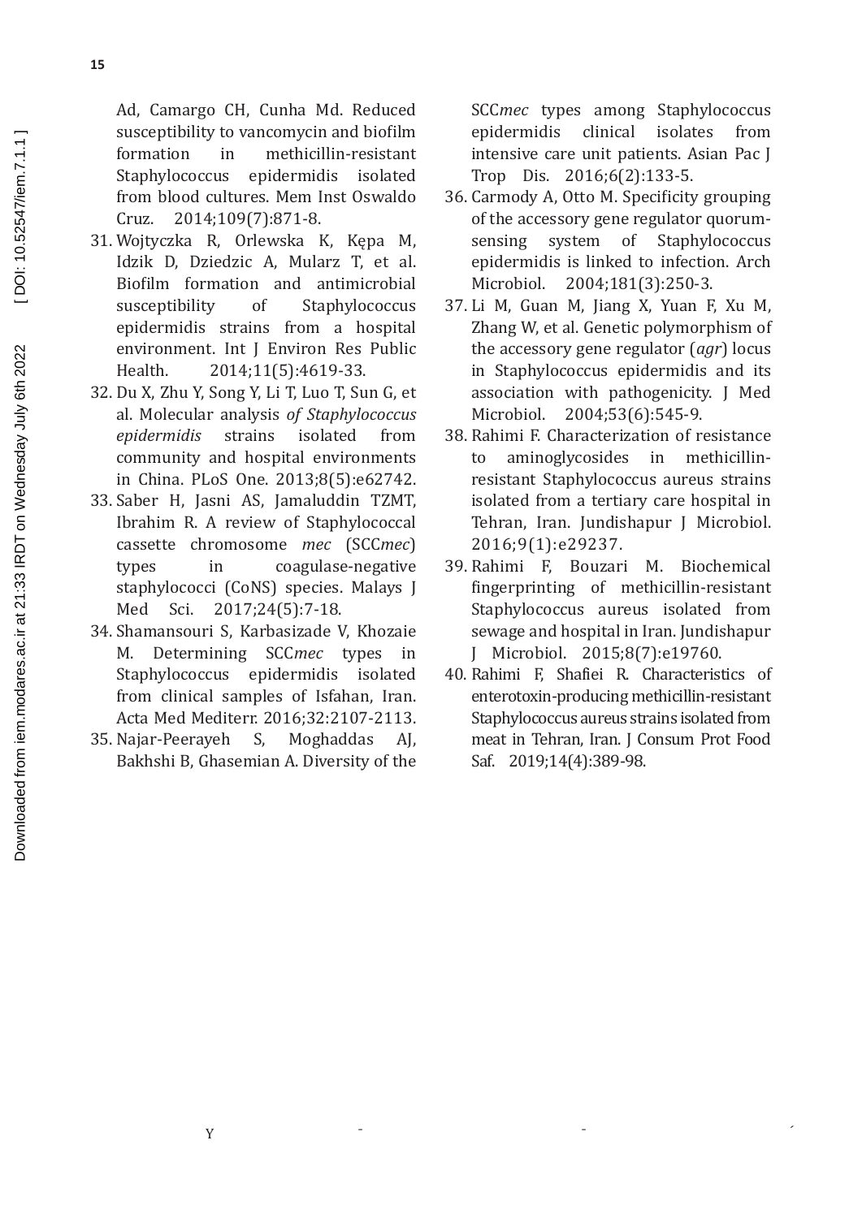Ad, Camargo CH, Cunha Md. Reduced susceptibility to vancomycin and biofilm formation in methicillin-resistant Staphylococcus epidermidis isolated from blood cultures. Mem Inst Oswaldo Cruz. 2014;109(7):871-8.

31. Wojtyczka R, Orlewska K, Kępa M, Idzik D, Dziedzic A, Mularz T, et al. Biofilm formation and antimicrobial susceptibility of Staphylococcus epidermidis strains from a hospital environment. Int J Environ Res Public Health. 2014;11(5):4619-33.
32. Du X, Zhu Y, Song Y, Li T, Luo T, Sun G, et al. Molecular analysis *of Staphylococcus epidermidis* strains isolated from community and hospital environments in China. PLoS One. 2013;8(5):e62742.
33. Saber H, Jasni AS, Jamaluddin TZMT, Ibrahim R. A review of Staphylococcal cassette chromosome *mec* (SCC*mec*) types in coagulase-negative staphylococci (CoNS) species. Malays J Med Sci. 2017;24(5):7-18.
34. Shamansouri S, Karbasizade V, Khozaie M. Determining SCC*mec* types in Staphylococcus epidermidis isolated from clinical samples of Isfahan, Iran. Acta Med Mediterr. 2016;32:2107-2113.
35. Najar-Peerayeh S, Moghaddas AJ, Bakhshi B, Ghasemian A. Diversity of the SCC*mec* types among Staphylococcus epidermidis clinical isolates from intensive care unit patients. Asian Pac J Trop Dis. 2016;6(2):133-5.
36. Carmody A, Otto M. Specificity grouping of the accessory gene regulator quorum-sensing system of Staphylococcus epidermidis is linked to infection. Arch Microbiol. 2004;181(3):250-3.
37. Li M, Guan M, Jiang X, Yuan F, Xu M, Zhang W, et al. Genetic polymorphism of the accessory gene regulator (*agr*) locus in Staphylococcus epidermidis and its association with pathogenicity. J Med Microbiol. 2004;53(6):545-9.
38. Rahimi F. Characterization of resistance to aminoglycosides in methicillin-resistant Staphylococcus aureus strains isolated from a tertiary care hospital in Tehran, Iran. Jundishapur J Microbiol. 2016;9(1):e29237.
39. Rahimi F, Bouzari M. Biochemical fingerprinting of methicillin-resistant Staphylococcus aureus isolated from sewage and hospital in Iran. Jundishapur J Microbiol. 2015;8(7):e19760.
40. Rahimi F, Shafiei R. Characteristics of enterotoxin-producing methicillin-resistant Staphylococcus aureus strains isolated from meat in Tehran, Iran. J Consum Prot Food Saf. 2019;14(4):389-98.